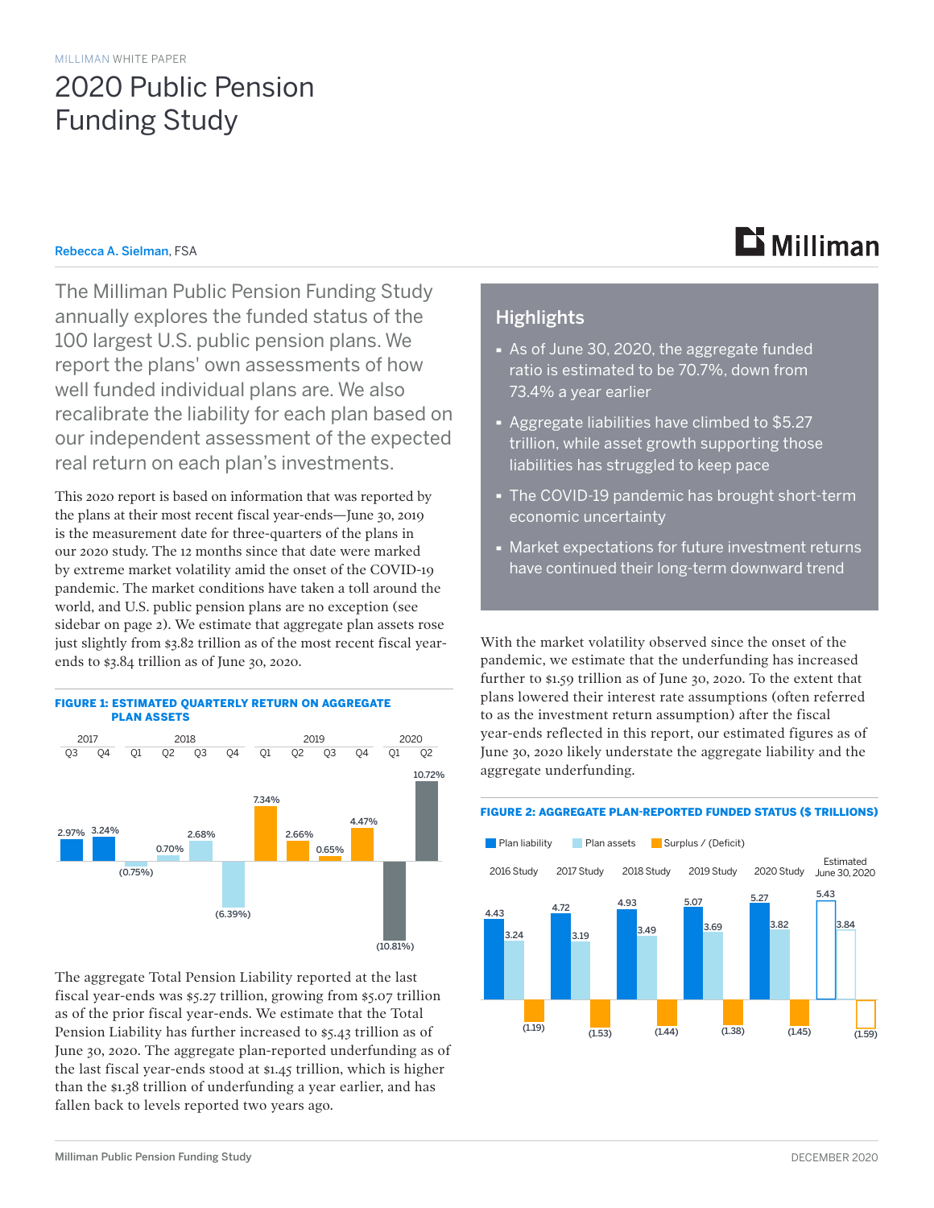MILLIMAN WHITE PAPER

# 2020 Public Pension Funding Study

Rebecca A. Sielman, FSA

The Milliman Public Pension Funding Study annually explores the funded status of the 100 largest U.S. public pension plans. We report the plans' own assessments of how well funded individual plans are. We also recalibrate the liability for each plan based on our independent assessment of the expected real return on each plan's investments.

This 2020 report is based on information that was reported by the plans at their most recent fiscal year-ends—June 30, 2019 is the measurement date for three-quarters of the plans in our 2020 study. The 12 months since that date were marked by extreme market volatility amid the onset of the COVID-19 pandemic. The market conditions have taken a toll around the world, and U.S. public pension plans are no exception (see sidebar on page 2). We estimate that aggregate plan assets rose just slightly from $3.82 trillion as of the most recent fiscal year-ends to $3.84 trillion as of June 30, 2020.

**FIGURE 1: ESTIMATED QUARTERLY RETURN ON AGGREGATE PLAN ASSETS**

| Year | Quarter | Return |
|---|---|---|
| 2017 | Q3 | 2.97% |
| 2017 | Q4 | 3.24% |
| 2018 | Q1 | (0.75%) |
| 2018 | Q2 | 0.70% |
| 2018 | Q3 | 2.68% |
| 2018 | Q4 | (6.39%) |
| 2019 | Q1 | 7.34% |
| 2019 | Q2 | 2.66% |
| 2019 | Q3 | 0.65% |
| 2019 | Q4 | 4.47% |
| 2020 | Q1 | (10.81%) |
| 2020 | Q2 | 10.72% |

The aggregate Total Pension Liability reported at the last fiscal year-ends was $5.27 trillion, growing from $5.07 trillion as of the prior fiscal year-ends. We estimate that the Total Pension Liability has further increased to $5.43 trillion as of June 30, 2020. The aggregate plan-reported underfunding as of the last fiscal year-ends stood at $1.45 trillion, which is higher than the $1.38 trillion of underfunding a year earlier, and has fallen back to levels reported two years ago.

## Highlights

- As of June 30, 2020, the aggregate funded ratio is estimated to be 70.7%, down from 73.4% a year earlier
- Aggregate liabilities have climbed to $5.27 trillion, while asset growth supporting those liabilities has struggled to keep pace
- The COVID-19 pandemic has brought short-term economic uncertainty
- Market expectations for future investment returns have continued their long-term downward trend

With the market volatility observed since the onset of the pandemic, we estimate that the underfunding has increased further to $1.59 trillion as of June 30, 2020. To the extent that plans lowered their interest rate assumptions (often referred to as the investment return assumption) after the fiscal year-ends reflected in this report, our estimated figures as of June 30, 2020 likely understate the aggregate liability and the aggregate underfunding.

**FIGURE 2: AGGREGATE PLAN-REPORTED FUNDED STATUS ($ TRILLIONS)**

| | 2016 Study | 2017 Study | 2018 Study | 2019 Study | 2020 Study | Estimated June 30, 2020 |
|---|---|---|---|---|---|---|
| Plan liability | 4.43 | 4.72 | 4.93 | 5.07 | 5.27 | 5.43 |
| Plan assets | 3.24 | 3.19 | 3.49 | 3.69 | 3.82 | 3.84 |
| Surplus / (Deficit) | (1.19) | (1.53) | (1.44) | (1.38) | (1.45) | (1.59) |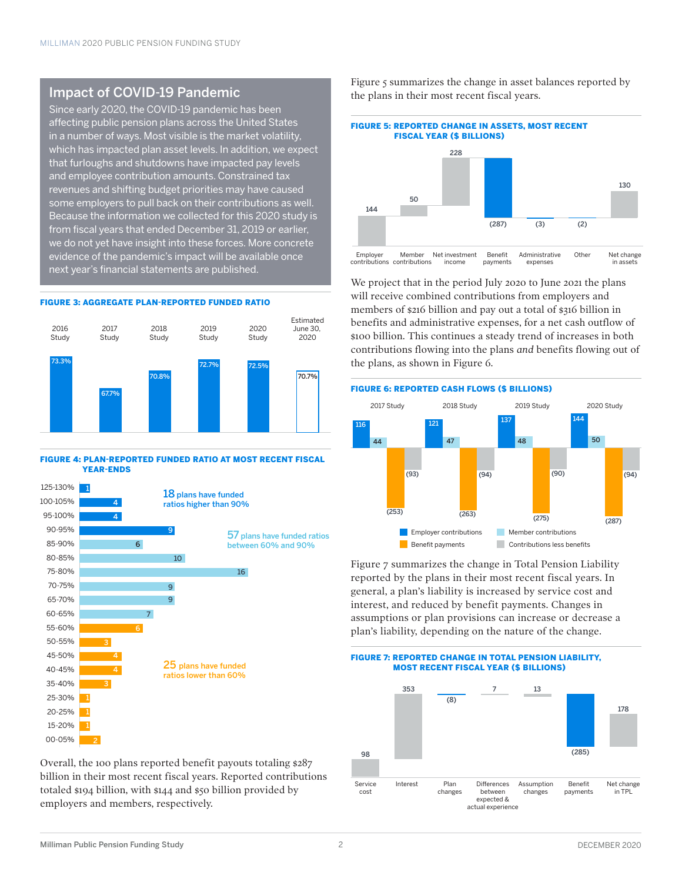## Impact of COVID-19 Pandemic

Since early 2020, the COVID-19 pandemic has been affecting public pension plans across the United States in a number of ways. Most visible is the market volatility, which has impacted plan asset levels. In addition, we expect that furloughs and shutdowns have impacted pay levels and employee contribution amounts. Constrained tax revenues and shifting budget priorities may have caused some employers to pull back on their contributions as well. Because the information we collected for this 2020 study is from fiscal years that ended December 31, 2019 or earlier, we do not yet have insight into these forces. More concrete evidence of the pandemic's impact will be available once next year's financial statements are published.

**FIGURE 3: AGGREGATE PLAN-REPORTED FUNDED RATIO**

| 2016 Study | 2017 Study | 2018 Study | 2019 Study | 2020 Study | Estimated June 30, 2020 |
|---|---|---|---|---|---|
| 73.3% | 67.7% | 70.8% | 72.7% | 72.5% | 70.7% |

**FIGURE 4: PLAN-REPORTED FUNDED RATIO AT MOST RECENT FISCAL YEAR-ENDS**

| Funded ratio | Number of plans |
|---|---|
| 125-130% | 1 |
| 100-105% | 4 |
| 95-100% | 4 |
| 90-95% | 9 |
| 85-90% | 6 |
| 80-85% | 10 |
| 75-80% | 16 |
| 70-75% | 9 |
| 65-70% | 9 |
| 60-65% | 7 |
| 55-60% | 6 |
| 50-55% | 3 |
| 45-50% | 4 |
| 40-45% | 4 |
| 35-40% | 3 |
| 25-30% | 1 |
| 20-25% | 1 |
| 15-20% | 1 |
| 00-05% | 2 |

18 plans have funded ratios higher than 90%

57 plans have funded ratios between 60% and 90%

25 plans have funded ratios lower than 60%

Overall, the 100 plans reported benefit payouts totaling $287 billion in their most recent fiscal years. Reported contributions totaled $194 billion, with $144 and $50 billion provided by employers and members, respectively.

Figure 5 summarizes the change in asset balances reported by the plans in their most recent fiscal years.

**FIGURE 5: REPORTED CHANGE IN ASSETS, MOST RECENT FISCAL YEAR ($ BILLIONS)**

| Employer contributions | Member contributions | Net investment income | Benefit payments | Administrative expenses | Other | Net change in assets |
|---|---|---|---|---|---|---|
| 144 | 50 | 228 | (287) | (3) | (2) | 130 |

We project that in the period July 2020 to June 2021 the plans will receive combined contributions from employers and members of $216 billion and pay out a total of $316 billion in benefits and administrative expenses, for a net cash outflow of $100 billion. This continues a steady trend of increases in both contributions flowing into the plans *and* benefits flowing out of the plans, as shown in Figure 6.

**FIGURE 6: REPORTED CASH FLOWS ($ BILLIONS)**

| | 2017 Study | 2018 Study | 2019 Study | 2020 Study |
|---|---|---|---|---|
| Employer contributions | 116 | 121 | 137 | 144 |
| Member contributions | 44 | 47 | 48 | 50 |
| Benefit payments | (253) | (263) | (275) | (287) |
| Contributions less benefits | (93) | (94) | (90) | (94) |

Figure 7 summarizes the change in Total Pension Liability reported by the plans in their most recent fiscal years. In general, a plan's liability is increased by service cost and interest, and reduced by benefit payments. Changes in assumptions or plan provisions can increase or decrease a plan's liability, depending on the nature of the change.

**FIGURE 7: REPORTED CHANGE IN TOTAL PENSION LIABILITY, MOST RECENT FISCAL YEAR ($ BILLIONS)**

| Service cost | Interest | Plan changes | Differences between expected & actual experience | Assumption changes | Benefit payments | Net change in TPL |
|---|---|---|---|---|---|---|
| 98 | 353 | (8) | 7 | 13 | (285) | 178 |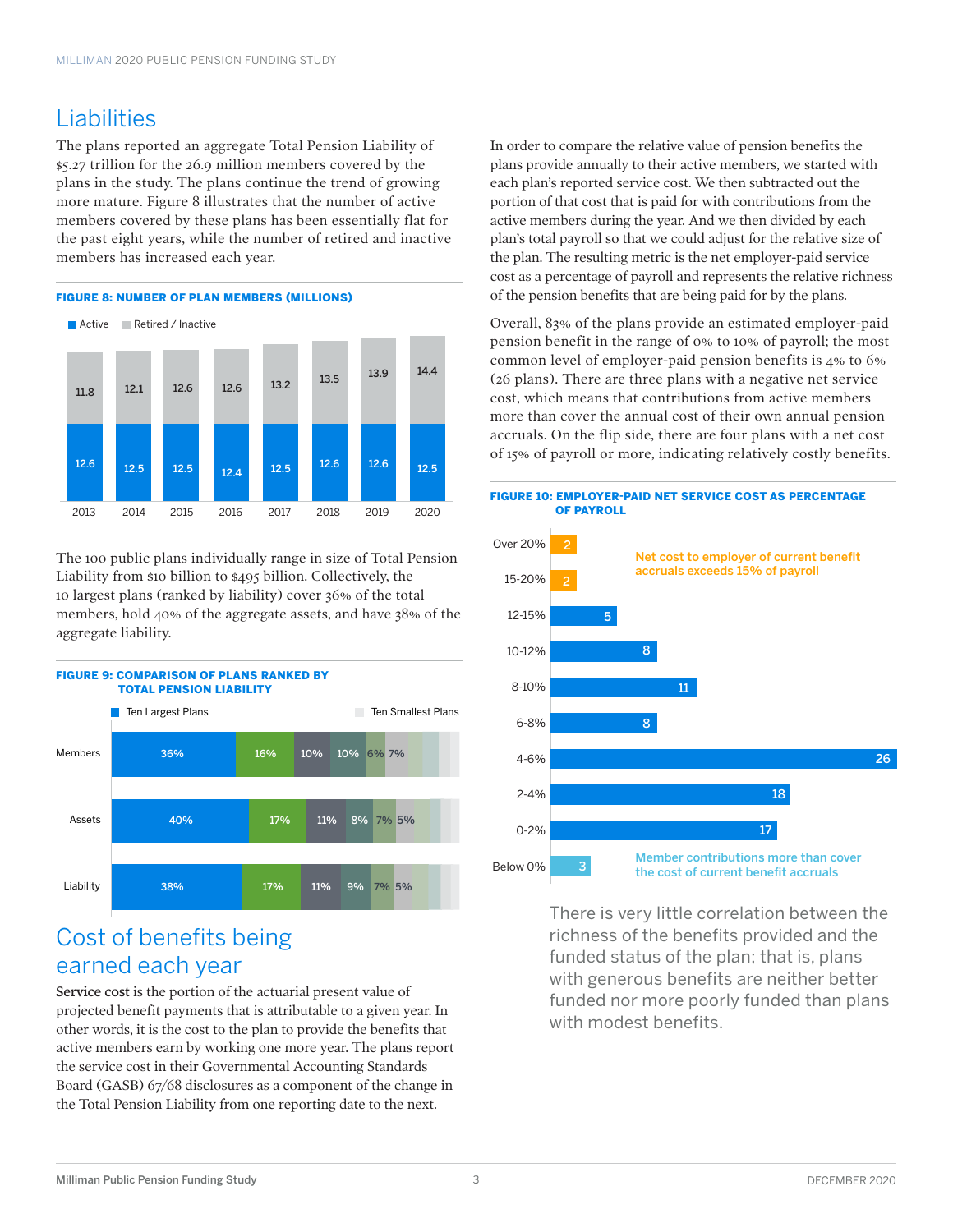## Liabilities

The plans reported an aggregate Total Pension Liability of $5.27 trillion for the 26.9 million members covered by the plans in the study. The plans continue the trend of growing more mature. Figure 8 illustrates that the number of active members covered by these plans has been essentially flat for the past eight years, while the number of retired and inactive members has increased each year.

**FIGURE 8: NUMBER OF PLAN MEMBERS (MILLIONS)**

| Year | Active | Retired / Inactive |
|---|---|---|
| 2013 | 12.6 | 11.8 |
| 2014 | 12.5 | 12.1 |
| 2015 | 12.5 | 12.6 |
| 2016 | 12.4 | 12.6 |
| 2017 | 12.5 | 13.2 |
| 2018 | 12.6 | 13.5 |
| 2019 | 12.6 | 13.9 |
| 2020 | 12.5 | 14.4 |

The 100 public plans individually range in size of Total Pension Liability from $10 billion to $495 billion. Collectively, the 10 largest plans (ranked by liability) cover 36% of the total members, hold 40% of the aggregate assets, and have 38% of the aggregate liability.

**FIGURE 9: COMPARISON OF PLANS RANKED BY TOTAL PENSION LIABILITY**

Ten Largest Plans — Ten Smallest Plans

| | | | | | | |
|---|---|---|---|---|---|---|
| Members | 36% | 16% | 10% | 10% | 6% | 7% |
| Assets | 40% | 17% | 11% | 8% | 7% | 5% |
| Liability | 38% | 17% | 11% | 9% | 7% | 5% |

## Cost of benefits being earned each year

**Service cost** is the portion of the actuarial present value of projected benefit payments that is attributable to a given year. In other words, it is the cost to the plan to provide the benefits that active members earn by working one more year. The plans report the service cost in their Governmental Accounting Standards Board (GASB) 67/68 disclosures as a component of the change in the Total Pension Liability from one reporting date to the next.

In order to compare the relative value of pension benefits the plans provide annually to their active members, we started with each plan's reported service cost. We then subtracted out the portion of that cost that is paid for with contributions from the active members during the year. And we then divided by each plan's total payroll so that we could adjust for the relative size of the plan. The resulting metric is the net employer-paid service cost as a percentage of payroll and represents the relative richness of the pension benefits that are being paid for by the plans.

Overall, 83% of the plans provide an estimated employer-paid pension benefit in the range of 0% to 10% of payroll; the most common level of employer-paid pension benefits is 4% to 6% (26 plans). There are three plans with a negative net service cost, which means that contributions from active members more than cover the annual cost of their own annual pension accruals. On the flip side, there are four plans with a net cost of 15% of payroll or more, indicating relatively costly benefits.

**FIGURE 10: EMPLOYER-PAID NET SERVICE COST AS PERCENTAGE OF PAYROLL**

| Net service cost | Number of plans |
|---|---|
| Over 20% | 2 |
| 15-20% | 2 |
| 12-15% | 5 |
| 10-12% | 8 |
| 8-10% | 11 |
| 6-8% | 8 |
| 4-6% | 26 |
| 2-4% | 18 |
| 0-2% | 17 |
| Below 0% | 3 |

Net cost to employer of current benefit accruals exceeds 15% of payroll

Member contributions more than cover the cost of current benefit accruals

There is very little correlation between the richness of the benefits provided and the funded status of the plan; that is, plans with generous benefits are neither better funded nor more poorly funded than plans with modest benefits.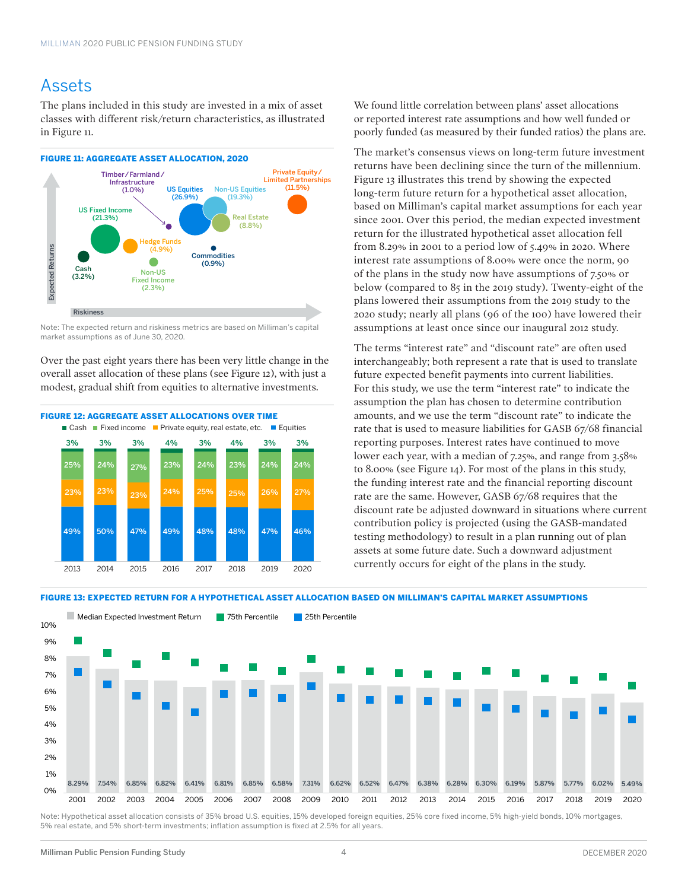## Assets

The plans included in this study are invested in a mix of asset classes with different risk/return characteristics, as illustrated in Figure 11.

**FIGURE 11: AGGREGATE ASSET ALLOCATION, 2020**

| Asset Class | Allocation |
|---|---|
| Cash | 3.2% |
| US Fixed Income | 21.3% |
| Non-US Fixed Income | 2.3% |
| Hedge Funds | 4.9% |
| Timber / Farmland / Infrastructure | 1.0% |
| US Equities | 26.9% |
| Non-US Equities | 19.3% |
| Real Estate | 8.8% |
| Commodities | 0.9% |
| Private Equity / Limited Partnerships | 11.5% |

Note: The expected return and riskiness metrics are based on Milliman's capital market assumptions as of June 30, 2020.

Over the past eight years there has been very little change in the overall asset allocation of these plans (see Figure 12), with just a modest, gradual shift from equities to alternative investments.

**FIGURE 12: AGGREGATE ASSET ALLOCATIONS OVER TIME**

| | 2013 | 2014 | 2015 | 2016 | 2017 | 2018 | 2019 | 2020 |
|---|---|---|---|---|---|---|---|---|
| Cash | 3% | 3% | 3% | 4% | 3% | 4% | 3% | 3% |
| Fixed income | 25% | 24% | 27% | 23% | 24% | 23% | 24% | 24% |
| Private equity, real estate, etc. | 23% | 23% | 23% | 24% | 25% | 25% | 26% | 27% |
| Equities | 49% | 50% | 47% | 49% | 48% | 48% | 47% | 46% |

We found little correlation between plans' asset allocations or reported interest rate assumptions and how well funded or poorly funded (as measured by their funded ratios) the plans are.

The market's consensus views on long-term future investment returns have been declining since the turn of the millennium. Figure 13 illustrates this trend by showing the expected long-term future return for a hypothetical asset allocation, based on Milliman's capital market assumptions for each year since 2001. Over this period, the median expected investment return for the illustrated hypothetical asset allocation fell from 8.29% in 2001 to a period low of 5.49% in 2020. Where interest rate assumptions of 8.00% were once the norm, 90 of the plans in the study now have assumptions of 7.50% or below (compared to 85 in the 2019 study). Twenty-eight of the plans lowered their assumptions from the 2019 study to the 2020 study; nearly all plans (96 of the 100) have lowered their assumptions at least once since our inaugural 2012 study.

The terms "interest rate" and "discount rate" are often used interchangeably; both represent a rate that is used to translate future expected benefit payments into current liabilities. For this study, we use the term "interest rate" to indicate the assumption the plan has chosen to determine contribution amounts, and we use the term "discount rate" to indicate the rate that is used to measure liabilities for GASB 67/68 financial reporting purposes. Interest rates have continued to move lower each year, with a median of 7.25%, and range from 3.58% to 8.00% (see Figure 14). For most of the plans in this study, the funding interest rate and the financial reporting discount rate are the same. However, GASB 67/68 requires that the discount rate be adjusted downward in situations where current contribution policy is projected (using the GASB-mandated testing methodology) to result in a plan running out of plan assets at some future date. Such a downward adjustment currently occurs for eight of the plans in the study.

**FIGURE 13: EXPECTED RETURN FOR A HYPOTHETICAL ASSET ALLOCATION BASED ON MILLIMAN'S CAPITAL MARKET ASSUMPTIONS**

| Year | Median Expected Investment Return |
|---|---|
| 2001 | 8.29% |
| 2002 | 7.54% |
| 2003 | 6.85% |
| 2004 | 6.82% |
| 2005 | 6.41% |
| 2006 | 6.81% |
| 2007 | 6.85% |
| 2008 | 6.58% |
| 2009 | 7.31% |
| 2010 | 6.62% |
| 2011 | 6.52% |
| 2012 | 6.47% |
| 2013 | 6.38% |
| 2014 | 6.28% |
| 2015 | 6.30% |
| 2016 | 6.19% |
| 2017 | 5.87% |
| 2018 | 5.77% |
| 2019 | 6.02% |
| 2020 | 5.49% |

Note: Hypothetical asset allocation consists of 35% broad U.S. equities, 15% developed foreign equities, 25% core fixed income, 5% high-yield bonds, 10% mortgages, 5% real estate, and 5% short-term investments; inflation assumption is fixed at 2.5% for all years.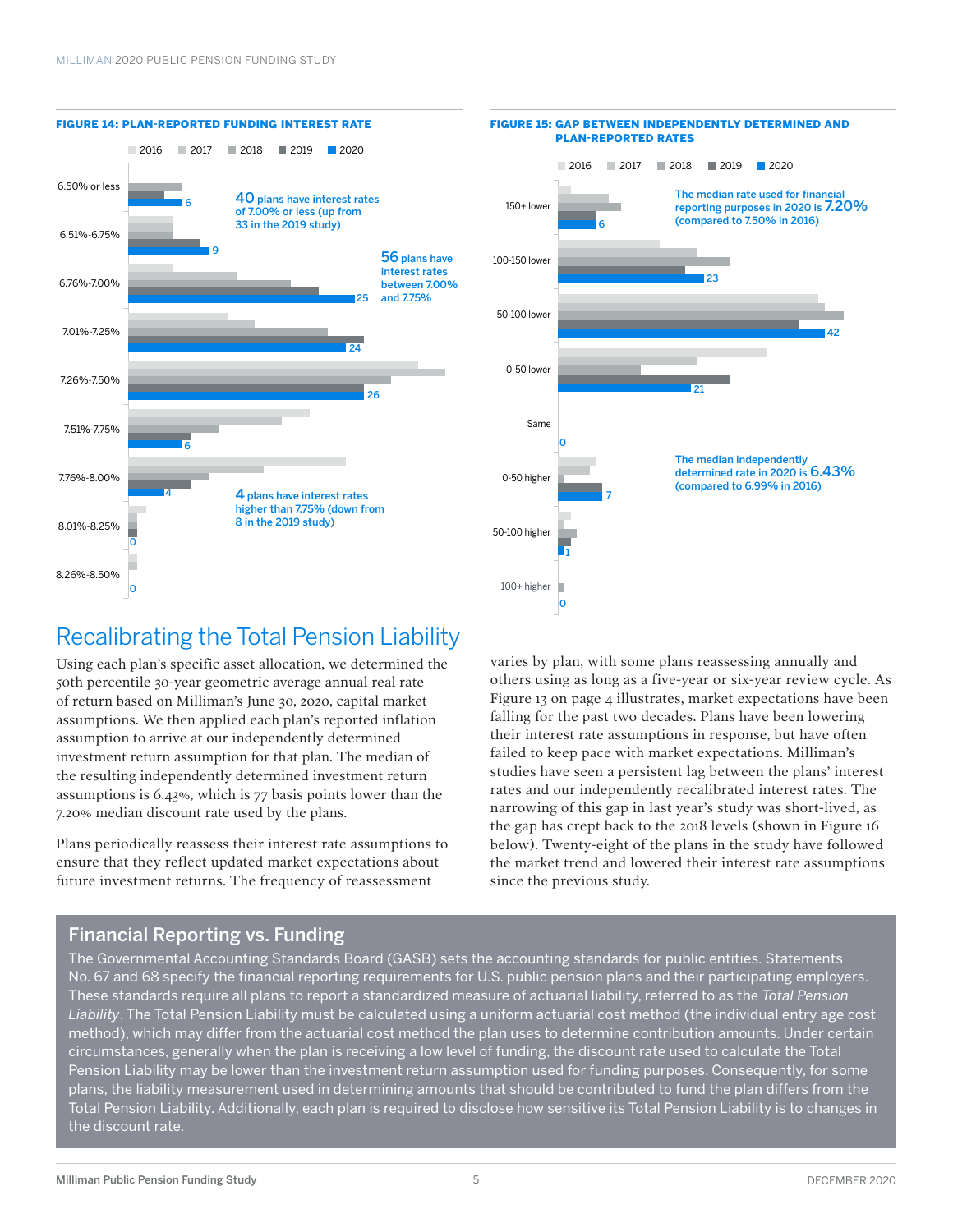**FIGURE 14: PLAN-REPORTED FUNDING INTEREST RATE**

Legend: 2016, 2017, 2018, 2019, 2020

| Interest rate | 2020 |
|---|---|
| 6.50% or less | 6 |
| 6.51%-6.75% | 9 |
| 6.76%-7.00% | 25 |
| 7.01%-7.25% | 24 |
| 7.26%-7.50% | 26 |
| 7.51%-7.75% | 6 |
| 7.76%-8.00% | 4 |
| 8.01%-8.25% | 0 |
| 8.26%-8.50% | 0 |

**40** plans have interest rates of 7.00% or less (up from 33 in the 2019 study)

**56** plans have interest rates between 7.00% and 7.75%

**4** plans have interest rates higher than 7.75% (down from 8 in the 2019 study)

**FIGURE 15: GAP BETWEEN INDEPENDENTLY DETERMINED AND PLAN-REPORTED RATES**

Legend: 2016, 2017, 2018, 2019, 2020

| Gap | 2020 |
|---|---|
| 150+ lower | 6 |
| 100-150 lower | 23 |
| 50-100 lower | 42 |
| 0-50 lower | 21 |
| Same | 0 |
| 0-50 higher | 7 |
| 50-100 higher | 1 |
| 100+ higher | 0 |

The median rate used for financial reporting purposes in 2020 is **7.20%** (compared to 7.50% in 2016)

The median independently determined rate in 2020 is **6.43%** (compared to 6.99% in 2016)

# Recalibrating the Total Pension Liability

Using each plan's specific asset allocation, we determined the 50th percentile 30-year geometric average annual real rate of return based on Milliman's June 30, 2020, capital market assumptions. We then applied each plan's reported inflation assumption to arrive at our independently determined investment return assumption for that plan. The median of the resulting independently determined investment return assumptions is 6.43%, which is 77 basis points lower than the 7.20% median discount rate used by the plans.

Plans periodically reassess their interest rate assumptions to ensure that they reflect updated market expectations about future investment returns. The frequency of reassessment varies by plan, with some plans reassessing annually and others using as long as a five-year or six-year review cycle. As Figure 13 on page 4 illustrates, market expectations have been falling for the past two decades. Plans have been lowering their interest rate assumptions in response, but have often failed to keep pace with market expectations. Milliman's studies have seen a persistent lag between the plans' interest rates and our independently recalibrated interest rates. The narrowing of this gap in last year's study was short-lived, as the gap has crept back to the 2018 levels (shown in Figure 16 below). Twenty-eight of the plans in the study have followed the market trend and lowered their interest rate assumptions since the previous study.

## Financial Reporting vs. Funding

The Governmental Accounting Standards Board (GASB) sets the accounting standards for public entities. Statements No. 67 and 68 specify the financial reporting requirements for U.S. public pension plans and their participating employers. These standards require all plans to report a standardized measure of actuarial liability, referred to as the *Total Pension Liability*. The Total Pension Liability must be calculated using a uniform actuarial cost method (the individual entry age cost method), which may differ from the actuarial cost method the plan uses to determine contribution amounts. Under certain circumstances, generally when the plan is receiving a low level of funding, the discount rate used to calculate the Total Pension Liability may be lower than the investment return assumption used for funding purposes. Consequently, for some plans, the liability measurement used in determining amounts that should be contributed to fund the plan differs from the Total Pension Liability. Additionally, each plan is required to disclose how sensitive its Total Pension Liability is to changes in the discount rate.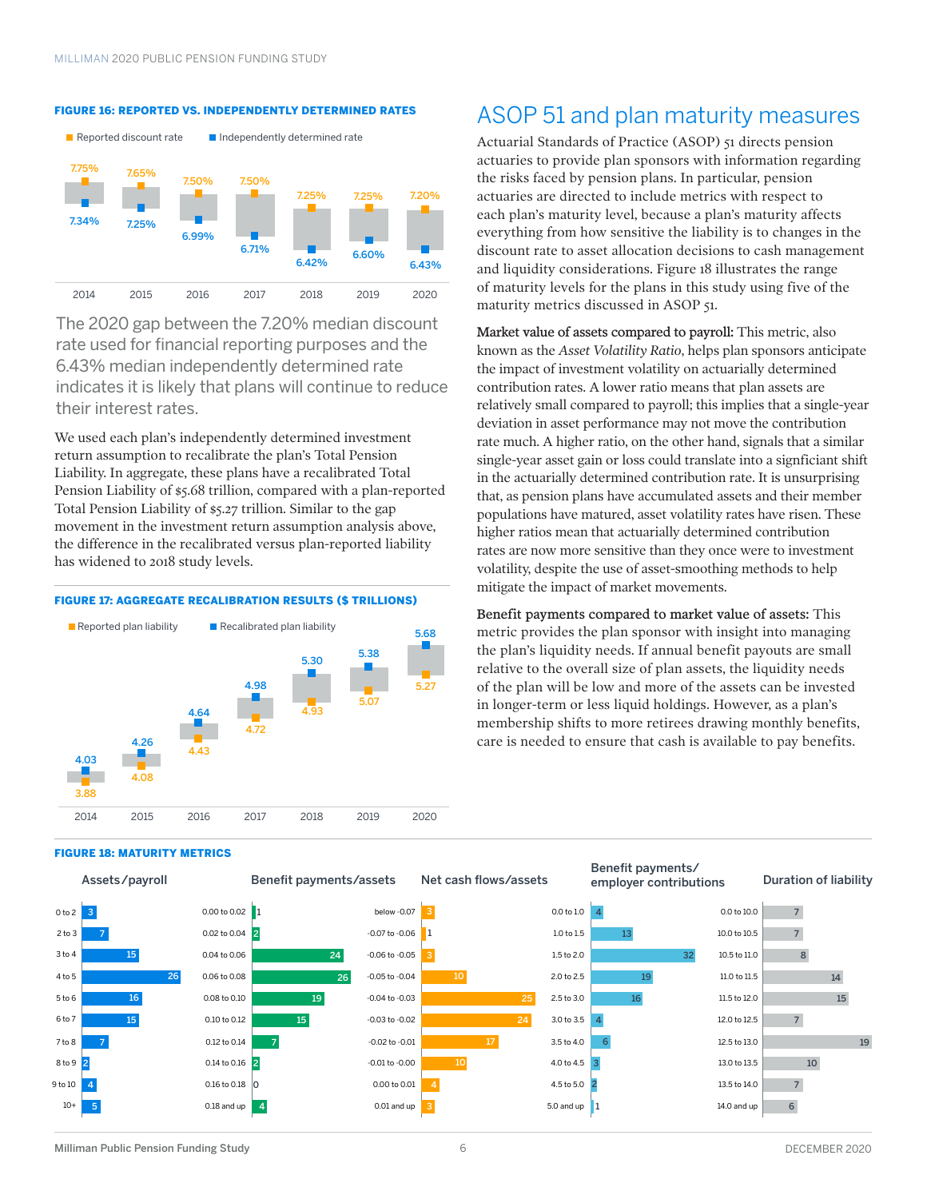**FIGURE 16: REPORTED VS. INDEPENDENTLY DETERMINED RATES**

| | 2014 | 2015 | 2016 | 2017 | 2018 | 2019 | 2020 |
|---|---|---|---|---|---|---|---|
| Reported discount rate | 7.75% | 7.65% | 7.50% | 7.50% | 7.25% | 7.25% | 7.20% |
| Independently determined rate | 7.34% | 7.25% | 6.99% | 6.71% | 6.42% | 6.60% | 6.43% |

The 2020 gap between the 7.20% median discount rate used for financial reporting purposes and the 6.43% median independently determined rate indicates it is likely that plans will continue to reduce their interest rates.

We used each plan's independently determined investment return assumption to recalibrate the plan's Total Pension Liability. In aggregate, these plans have a recalibrated Total Pension Liability of $5.68 trillion, compared with a plan-reported Total Pension Liability of $5.27 trillion. Similar to the gap movement in the investment return assumption analysis above, the difference in the recalibrated versus plan-reported liability has widened to 2018 study levels.

**FIGURE 17: AGGREGATE RECALIBRATION RESULTS ($ TRILLIONS)**

| | 2014 | 2015 | 2016 | 2017 | 2018 | 2019 | 2020 |
|---|---|---|---|---|---|---|---|
| Reported plan liability | 3.88 | 4.08 | 4.43 | 4.72 | 4.93 | 5.07 | 5.27 |
| Recalibrated plan liability | 4.03 | 4.26 | 4.64 | 4.98 | 5.30 | 5.38 | 5.68 |

## ASOP 51 and plan maturity measures

Actuarial Standards of Practice (ASOP) 51 directs pension actuaries to provide plan sponsors with information regarding the risks faced by pension plans. In particular, pension actuaries are directed to include metrics with respect to each plan's maturity level, because a plan's maturity affects everything from how sensitive the liability is to changes in the discount rate to asset allocation decisions to cash management and liquidity considerations. Figure 18 illustrates the range of maturity levels for the plans in this study using five of the maturity metrics discussed in ASOP 51.

**Market value of assets compared to payroll:** This metric, also known as the *Asset Volatility Ratio*, helps plan sponsors anticipate the impact of investment volatility on actuarially determined contribution rates. A lower ratio means that plan assets are relatively small compared to payroll; this implies that a single-year deviation in asset performance may not move the contribution rate much. A higher ratio, on the other hand, signals that a similar single-year asset gain or loss could translate into a signficiant shift in the actuarially determined contribution rate. It is unsurprising that, as pension plans have accumulated assets and their member populations have matured, asset volatility rates have risen. These higher ratios mean that actuarially determined contribution rates are now more sensitive than they once were to investment volatility, despite the use of asset-smoothing methods to help mitigate the impact of market movements.

**Benefit payments compared to market value of assets:** This metric provides the plan sponsor with insight into managing the plan's liquidity needs. If annual benefit payouts are small relative to the overall size of plan assets, the liquidity needs of the plan will be low and more of the assets can be invested in longer-term or less liquid holdings. However, as a plan's membership shifts to more retirees drawing monthly benefits, care is needed to ensure that cash is available to pay benefits.

**FIGURE 18: MATURITY METRICS**

| Assets/payroll | | Benefit payments/assets | | Net cash flows/assets | | Benefit payments/employer contributions | | Duration of liability | |
|---|---|---|---|---|---|---|---|---|---|
| 0 to 2 | 3 | 0.00 to 0.02 | 1 | below -0.07 | 3 | 0.0 to 1.0 | 4 | 0.0 to 10.0 | 7 |
| 2 to 3 | 7 | 0.02 to 0.04 | 2 | -0.07 to -0.06 | 1 | 1.0 to 1.5 | 13 | 10.0 to 10.5 | 7 |
| 3 to 4 | 15 | 0.04 to 0.06 | 24 | -0.06 to -0.05 | 3 | 1.5 to 2.0 | 32 | 10.5 to 11.0 | 8 |
| 4 to 5 | 26 | 0.06 to 0.08 | 26 | -0.05 to -0.04 | 10 | 2.0 to 2.5 | 19 | 11.0 to 11.5 | 14 |
| 5 to 6 | 16 | 0.08 to 0.10 | 19 | -0.04 to -0.03 | 25 | 2.5 to 3.0 | 16 | 11.5 to 12.0 | 15 |
| 6 to 7 | 15 | 0.10 to 0.12 | 15 | -0.03 to -0.02 | 24 | 3.0 to 3.5 | 4 | 12.0 to 12.5 | 7 |
| 7 to 8 | 7 | 0.12 to 0.14 | 7 | -0.02 to -0.01 | 17 | 3.5 to 4.0 | 6 | 12.5 to 13.0 | 19 |
| 8 to 9 | 2 | 0.14 to 0.16 | 2 | -0.01 to -0.00 | 10 | 4.0 to 4.5 | 3 | 13.0 to 13.5 | 10 |
| 9 to 10 | 4 | 0.16 to 0.18 | 0 | 0.00 to 0.01 | 4 | 4.5 to 5.0 | 2 | 13.5 to 14.0 | 7 |
| 10+ | 5 | 0.18 and up | 4 | 0.01 and up | 3 | 5.0 and up | 1 | 14.0 and up | 6 |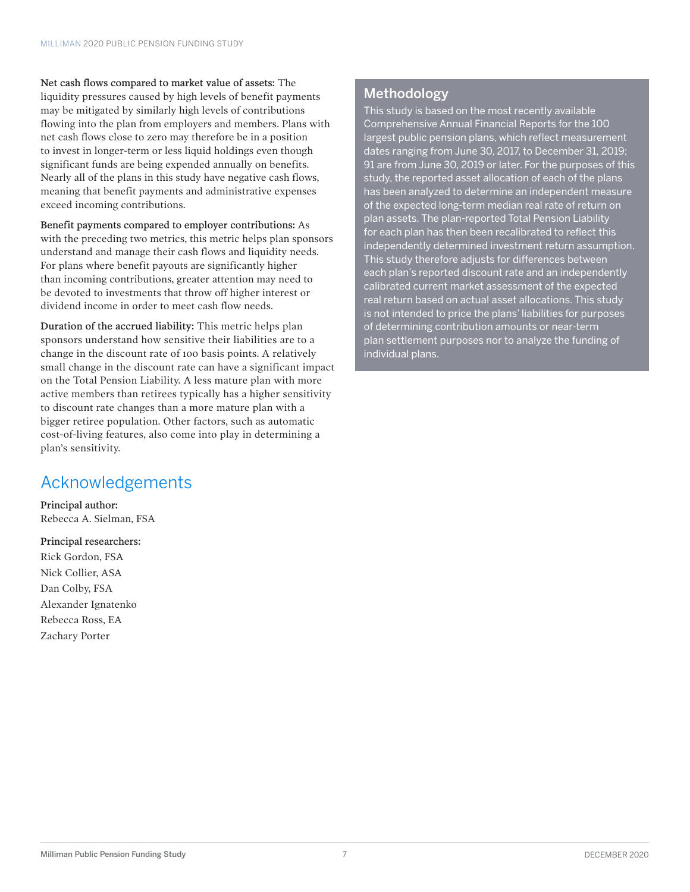**Net cash flows compared to market value of assets:** The liquidity pressures caused by high levels of benefit payments may be mitigated by similarly high levels of contributions flowing into the plan from employers and members. Plans with net cash flows close to zero may therefore be in a position to invest in longer-term or less liquid holdings even though significant funds are being expended annually on benefits. Nearly all of the plans in this study have negative cash flows, meaning that benefit payments and administrative expenses exceed incoming contributions.

**Benefit payments compared to employer contributions:** As with the preceding two metrics, this metric helps plan sponsors understand and manage their cash flows and liquidity needs. For plans where benefit payouts are significantly higher than incoming contributions, greater attention may need to be devoted to investments that throw off higher interest or dividend income in order to meet cash flow needs.

**Duration of the accrued liability:** This metric helps plan sponsors understand how sensitive their liabilities are to a change in the discount rate of 100 basis points. A relatively small change in the discount rate can have a significant impact on the Total Pension Liability. A less mature plan with more active members than retirees typically has a higher sensitivity to discount rate changes than a more mature plan with a bigger retiree population. Other factors, such as automatic cost-of-living features, also come into play in determining a plan's sensitivity.

## Acknowledgements

**Principal author:**
Rebecca A. Sielman, FSA

**Principal researchers:**
Rick Gordon, FSA
Nick Collier, ASA
Dan Colby, FSA
Alexander Ignatenko
Rebecca Ross, EA
Zachary Porter

## Methodology

This study is based on the most recently available Comprehensive Annual Financial Reports for the 100 largest public pension plans, which reflect measurement dates ranging from June 30, 2017, to December 31, 2019; 91 are from June 30, 2019 or later. For the purposes of this study, the reported asset allocation of each of the plans has been analyzed to determine an independent measure of the expected long-term median real rate of return on plan assets. The plan-reported Total Pension Liability for each plan has then been recalibrated to reflect this independently determined investment return assumption. This study therefore adjusts for differences between each plan's reported discount rate and an independently calibrated current market assessment of the expected real return based on actual asset allocations. This study is not intended to price the plans' liabilities for purposes of determining contribution amounts or near-term plan settlement purposes nor to analyze the funding of individual plans.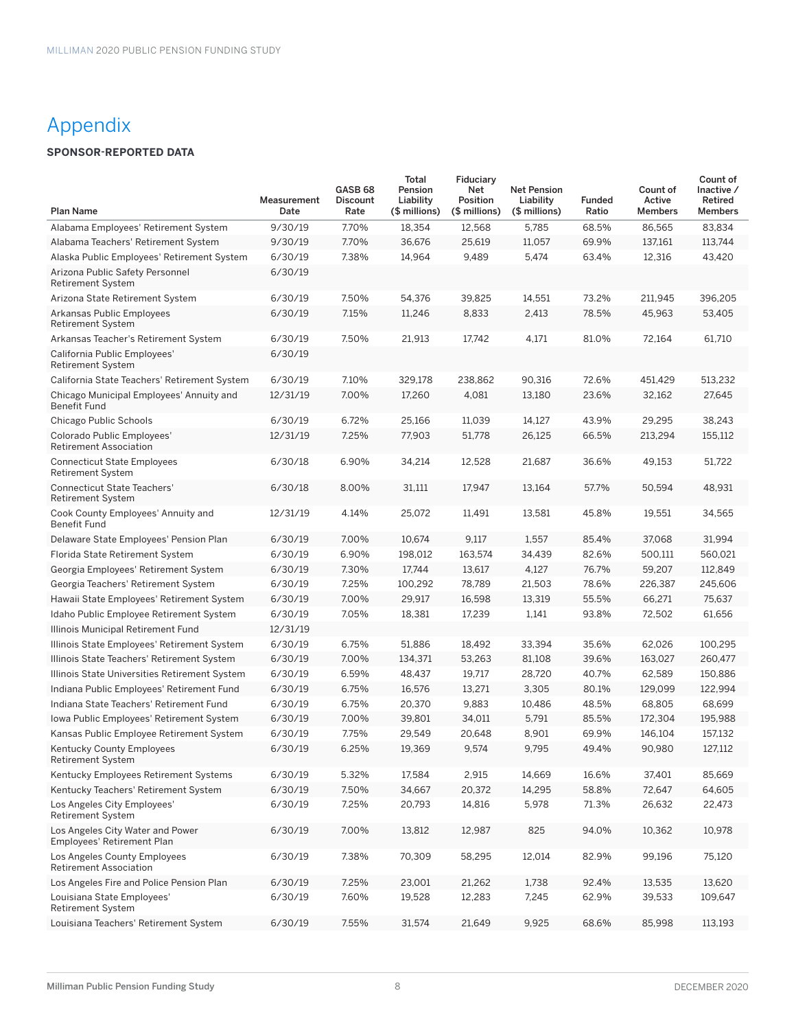# Appendix

**SPONSOR-REPORTED DATA**

| Plan Name | Measurement Date | GASB 68 Discount Rate | Total Pension Liability ($ millions) | Fiduciary Net Position ($ millions) | Net Pension Liability ($ millions) | Funded Ratio | Count of Active Members | Count of Inactive / Retired Members |
|---|---|---|---|---|---|---|---|---|
| Alabama Employees' Retirement System | 9/30/19 | 7.70% | 18,354 | 12,568 | 5,785 | 68.5% | 86,565 | 83,834 |
| Alabama Teachers' Retirement System | 9/30/19 | 7.70% | 36,676 | 25,619 | 11,057 | 69.9% | 137,161 | 113,744 |
| Alaska Public Employees' Retirement System | 6/30/19 | 7.38% | 14,964 | 9,489 | 5,474 | 63.4% | 12,316 | 43,420 |
| Arizona Public Safety Personnel Retirement System | 6/30/19 | | | | | | | |
| Arizona State Retirement System | 6/30/19 | 7.50% | 54,376 | 39,825 | 14,551 | 73.2% | 211,945 | 396,205 |
| Arkansas Public Employees Retirement System | 6/30/19 | 7.15% | 11,246 | 8,833 | 2,413 | 78.5% | 45,963 | 53,405 |
| Arkansas Teacher's Retirement System | 6/30/19 | 7.50% | 21,913 | 17,742 | 4,171 | 81.0% | 72,164 | 61,710 |
| California Public Employees' Retirement System | 6/30/19 | | | | | | | |
| California State Teachers' Retirement System | 6/30/19 | 7.10% | 329,178 | 238,862 | 90,316 | 72.6% | 451,429 | 513,232 |
| Chicago Municipal Employees' Annuity and Benefit Fund | 12/31/19 | 7.00% | 17,260 | 4,081 | 13,180 | 23.6% | 32,162 | 27,645 |
| Chicago Public Schools | 6/30/19 | 6.72% | 25,166 | 11,039 | 14,127 | 43.9% | 29,295 | 38,243 |
| Colorado Public Employees' Retirement Association | 12/31/19 | 7.25% | 77,903 | 51,778 | 26,125 | 66.5% | 213,294 | 155,112 |
| Connecticut State Employees Retirement System | 6/30/18 | 6.90% | 34,214 | 12,528 | 21,687 | 36.6% | 49,153 | 51,722 |
| Connecticut State Teachers' Retirement System | 6/30/18 | 8.00% | 31,111 | 17,947 | 13,164 | 57.7% | 50,594 | 48,931 |
| Cook County Employees' Annuity and Benefit Fund | 12/31/19 | 4.14% | 25,072 | 11,491 | 13,581 | 45.8% | 19,551 | 34,565 |
| Delaware State Employees' Pension Plan | 6/30/19 | 7.00% | 10,674 | 9,117 | 1,557 | 85.4% | 37,068 | 31,994 |
| Florida State Retirement System | 6/30/19 | 6.90% | 198,012 | 163,574 | 34,439 | 82.6% | 500,111 | 560,021 |
| Georgia Employees' Retirement System | 6/30/19 | 7.30% | 17,744 | 13,617 | 4,127 | 76.7% | 59,207 | 112,849 |
| Georgia Teachers' Retirement System | 6/30/19 | 7.25% | 100,292 | 78,789 | 21,503 | 78.6% | 226,387 | 245,606 |
| Hawaii State Employees' Retirement System | 6/30/19 | 7.00% | 29,917 | 16,598 | 13,319 | 55.5% | 66,271 | 75,637 |
| Idaho Public Employee Retirement System | 6/30/19 | 7.05% | 18,381 | 17,239 | 1,141 | 93.8% | 72,502 | 61,656 |
| Illinois Municipal Retirement Fund | 12/31/19 | | | | | | | |
| Illinois State Employees' Retirement System | 6/30/19 | 6.75% | 51,886 | 18,492 | 33,394 | 35.6% | 62,026 | 100,295 |
| Illinois State Teachers' Retirement System | 6/30/19 | 7.00% | 134,371 | 53,263 | 81,108 | 39.6% | 163,027 | 260,477 |
| Illinois State Universities Retirement System | 6/30/19 | 6.59% | 48,437 | 19,717 | 28,720 | 40.7% | 62,589 | 150,886 |
| Indiana Public Employees' Retirement Fund | 6/30/19 | 6.75% | 16,576 | 13,271 | 3,305 | 80.1% | 129,099 | 122,994 |
| Indiana State Teachers' Retirement Fund | 6/30/19 | 6.75% | 20,370 | 9,883 | 10,486 | 48.5% | 68,805 | 68,699 |
| Iowa Public Employees' Retirement System | 6/30/19 | 7.00% | 39,801 | 34,011 | 5,791 | 85.5% | 172,304 | 195,988 |
| Kansas Public Employee Retirement System | 6/30/19 | 7.75% | 29,549 | 20,648 | 8,901 | 69.9% | 146,104 | 157,132 |
| Kentucky County Employees Retirement System | 6/30/19 | 6.25% | 19,369 | 9,574 | 9,795 | 49.4% | 90,980 | 127,112 |
| Kentucky Employees Retirement Systems | 6/30/19 | 5.32% | 17,584 | 2,915 | 14,669 | 16.6% | 37,401 | 85,669 |
| Kentucky Teachers' Retirement System | 6/30/19 | 7.50% | 34,667 | 20,372 | 14,295 | 58.8% | 72,647 | 64,605 |
| Los Angeles City Employees' Retirement System | 6/30/19 | 7.25% | 20,793 | 14,816 | 5,978 | 71.3% | 26,632 | 22,473 |
| Los Angeles City Water and Power Employees' Retirement Plan | 6/30/19 | 7.00% | 13,812 | 12,987 | 825 | 94.0% | 10,362 | 10,978 |
| Los Angeles County Employees Retirement Association | 6/30/19 | 7.38% | 70,309 | 58,295 | 12,014 | 82.9% | 99,196 | 75,120 |
| Los Angeles Fire and Police Pension Plan | 6/30/19 | 7.25% | 23,001 | 21,262 | 1,738 | 92.4% | 13,535 | 13,620 |
| Louisiana State Employees' Retirement System | 6/30/19 | 7.60% | 19,528 | 12,283 | 7,245 | 62.9% | 39,533 | 109,647 |
| Louisiana Teachers' Retirement System | 6/30/19 | 7.55% | 31,574 | 21,649 | 9,925 | 68.6% | 85,998 | 113,193 |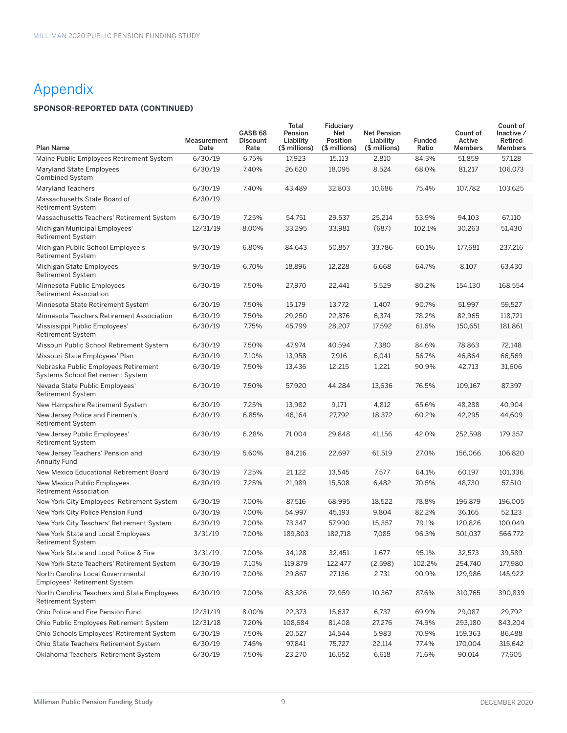# Appendix

**SPONSOR-REPORTED DATA (CONTINUED)**

| Plan Name | Measurement Date | GASB 68 Discount Rate | Total Pension Liability ($ millions) | Fiduciary Net Position ($ millions) | Net Pension Liability ($ millions) | Funded Ratio | Count of Active Members | Count of Inactive / Retired Members |
|---|---|---|---|---|---|---|---|---|
| Maine Public Employees Retirement System | 6/30/19 | 6.75% | 17,923 | 15,113 | 2,810 | 84.3% | 51,859 | 57,128 |
| Maryland State Employees' Combined System | 6/30/19 | 7.40% | 26,620 | 18,095 | 8,524 | 68.0% | 81,217 | 106,073 |
| Maryland Teachers | 6/30/19 | 7.40% | 43,489 | 32,803 | 10,686 | 75.4% | 107,782 | 103,625 |
| Massachusetts State Board of Retirement System | 6/30/19 | | | | | | | |
| Massachusetts Teachers' Retirement System | 6/30/19 | 7.25% | 54,751 | 29,537 | 25,214 | 53.9% | 94,103 | 67,110 |
| Michigan Municipal Employees' Retirement System | 12/31/19 | 8.00% | 33,295 | 33,981 | (687) | 102.1% | 30,263 | 51,430 |
| Michigan Public School Employee's Retirement System | 9/30/19 | 6.80% | 84,643 | 50,857 | 33,786 | 60.1% | 177,681 | 237,216 |
| Michigan State Employees Retirement System | 9/30/19 | 6.70% | 18,896 | 12,228 | 6,668 | 64.7% | 8,107 | 63,430 |
| Minnesota Public Employees Retirement Association | 6/30/19 | 7.50% | 27,970 | 22,441 | 5,529 | 80.2% | 154,130 | 168,554 |
| Minnesota State Retirement System | 6/30/19 | 7.50% | 15,179 | 13,772 | 1,407 | 90.7% | 51,997 | 59,527 |
| Minnesota Teachers Retirement Association | 6/30/19 | 7.50% | 29,250 | 22,876 | 6,374 | 78.2% | 82,965 | 118,721 |
| Mississippi Public Employees' Retirement System | 6/30/19 | 7.75% | 45,799 | 28,207 | 17,592 | 61.6% | 150,651 | 181,861 |
| Missouri Public School Retirement System | 6/30/19 | 7.50% | 47,974 | 40,594 | 7,380 | 84.6% | 78,863 | 72,148 |
| Missouri State Employees' Plan | 6/30/19 | 7.10% | 13,958 | 7,916 | 6,041 | 56.7% | 46,864 | 66,569 |
| Nebraska Public Employees Retirement Systems School Retirement System | 6/30/19 | 7.50% | 13,436 | 12,215 | 1,221 | 90.9% | 42,713 | 31,606 |
| Nevada State Public Employees' Retirement System | 6/30/19 | 7.50% | 57,920 | 44,284 | 13,636 | 76.5% | 109,167 | 87,397 |
| New Hampshire Retirement System | 6/30/19 | 7.25% | 13,982 | 9,171 | 4,812 | 65.6% | 48,288 | 40,904 |
| New Jersey Police and Firemen's Retirement System | 6/30/19 | 6.85% | 46,164 | 27,792 | 18,372 | 60.2% | 42,295 | 44,609 |
| New Jersey Public Employees' Retirement System | 6/30/19 | 6.28% | 71,004 | 29,848 | 41,156 | 42.0% | 252,598 | 179,357 |
| New Jersey Teachers' Pension and Annuity Fund | 6/30/19 | 5.60% | 84,216 | 22,697 | 61,519 | 27.0% | 156,066 | 106,820 |
| New Mexico Educational Retirement Board | 6/30/19 | 7.25% | 21,122 | 13,545 | 7,577 | 64.1% | 60,197 | 101,336 |
| New Mexico Public Employees Retirement Association | 6/30/19 | 7.25% | 21,989 | 15,508 | 6,482 | 70.5% | 48,730 | 57,510 |
| New York City Employees' Retirement System | 6/30/19 | 7.00% | 87,516 | 68,995 | 18,522 | 78.8% | 196,879 | 196,005 |
| New York City Police Pension Fund | 6/30/19 | 7.00% | 54,997 | 45,193 | 9,804 | 82.2% | 36,165 | 52,123 |
| New York City Teachers' Retirement System | 6/30/19 | 7.00% | 73,347 | 57,990 | 15,357 | 79.1% | 120,826 | 100,049 |
| New York State and Local Employees Retirement System | 3/31/19 | 7.00% | 189,803 | 182,718 | 7,085 | 96.3% | 501,037 | 566,772 |
| New York State and Local Police & Fire | 3/31/19 | 7.00% | 34,128 | 32,451 | 1,677 | 95.1% | 32,573 | 39,589 |
| New York State Teachers' Retirement System | 6/30/19 | 7.10% | 119,879 | 122,477 | (2,598) | 102.2% | 254,740 | 177,980 |
| North Carolina Local Governmental Employees' Retirement System | 6/30/19 | 7.00% | 29,867 | 27,136 | 2,731 | 90.9% | 129,986 | 145,922 |
| North Carolina Teachers and State Employees Retirement System | 6/30/19 | 7.00% | 83,326 | 72,959 | 10,367 | 87.6% | 310,765 | 390,839 |
| Ohio Police and Fire Pension Fund | 12/31/19 | 8.00% | 22,373 | 15,637 | 6,737 | 69.9% | 29,087 | 29,792 |
| Ohio Public Employees Retirement System | 12/31/18 | 7.20% | 108,684 | 81,408 | 27,276 | 74.9% | 293,180 | 843,204 |
| Ohio Schools Employees' Retirement System | 6/30/19 | 7.50% | 20,527 | 14,544 | 5,983 | 70.9% | 159,363 | 86,488 |
| Ohio State Teachers Retirement System | 6/30/19 | 7.45% | 97,841 | 75,727 | 22,114 | 77.4% | 170,004 | 315,642 |
| Oklahoma Teachers' Retirement System | 6/30/19 | 7.50% | 23,270 | 16,652 | 6,618 | 71.6% | 90,014 | 77,605 |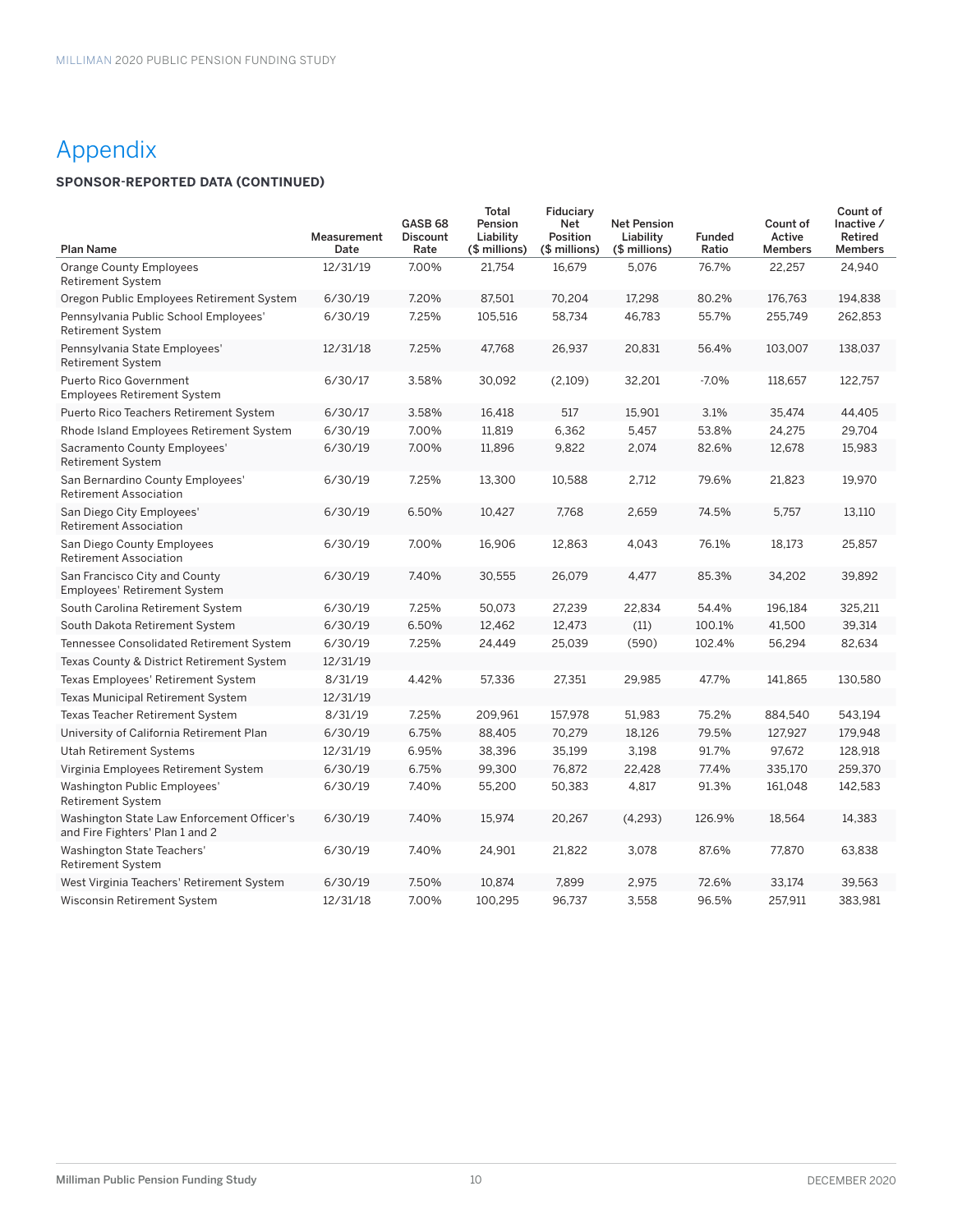# Appendix

**SPONSOR-REPORTED DATA (CONTINUED)**

| Plan Name | Measurement Date | GASB 68 Discount Rate | Total Pension Liability ($ millions) | Fiduciary Net Position ($ millions) | Net Pension Liability ($ millions) | Funded Ratio | Count of Active Members | Count of Inactive / Retired Members |
|---|---|---|---|---|---|---|---|---|
| Orange County Employees Retirement System | 12/31/19 | 7.00% | 21,754 | 16,679 | 5,076 | 76.7% | 22,257 | 24,940 |
| Oregon Public Employees Retirement System | 6/30/19 | 7.20% | 87,501 | 70,204 | 17,298 | 80.2% | 176,763 | 194,838 |
| Pennsylvania Public School Employees' Retirement System | 6/30/19 | 7.25% | 105,516 | 58,734 | 46,783 | 55.7% | 255,749 | 262,853 |
| Pennsylvania State Employees' Retirement System | 12/31/18 | 7.25% | 47,768 | 26,937 | 20,831 | 56.4% | 103,007 | 138,037 |
| Puerto Rico Government Employees Retirement System | 6/30/17 | 3.58% | 30,092 | (2,109) | 32,201 | -7.0% | 118,657 | 122,757 |
| Puerto Rico Teachers Retirement System | 6/30/17 | 3.58% | 16,418 | 517 | 15,901 | 3.1% | 35,474 | 44,405 |
| Rhode Island Employees Retirement System | 6/30/19 | 7.00% | 11,819 | 6,362 | 5,457 | 53.8% | 24,275 | 29,704 |
| Sacramento County Employees' Retirement System | 6/30/19 | 7.00% | 11,896 | 9,822 | 2,074 | 82.6% | 12,678 | 15,983 |
| San Bernardino County Employees' Retirement Association | 6/30/19 | 7.25% | 13,300 | 10,588 | 2,712 | 79.6% | 21,823 | 19,970 |
| San Diego City Employees' Retirement Association | 6/30/19 | 6.50% | 10,427 | 7,768 | 2,659 | 74.5% | 5,757 | 13,110 |
| San Diego County Employees Retirement Association | 6/30/19 | 7.00% | 16,906 | 12,863 | 4,043 | 76.1% | 18,173 | 25,857 |
| San Francisco City and County Employees' Retirement System | 6/30/19 | 7.40% | 30,555 | 26,079 | 4,477 | 85.3% | 34,202 | 39,892 |
| South Carolina Retirement System | 6/30/19 | 7.25% | 50,073 | 27,239 | 22,834 | 54.4% | 196,184 | 325,211 |
| South Dakota Retirement System | 6/30/19 | 6.50% | 12,462 | 12,473 | (11) | 100.1% | 41,500 | 39,314 |
| Tennessee Consolidated Retirement System | 6/30/19 | 7.25% | 24,449 | 25,039 | (590) | 102.4% | 56,294 | 82,634 |
| Texas County & District Retirement System | 12/31/19 | | | | | | | |
| Texas Employees' Retirement System | 8/31/19 | 4.42% | 57,336 | 27,351 | 29,985 | 47.7% | 141,865 | 130,580 |
| Texas Municipal Retirement System | 12/31/19 | | | | | | | |
| Texas Teacher Retirement System | 8/31/19 | 7.25% | 209,961 | 157,978 | 51,983 | 75.2% | 884,540 | 543,194 |
| University of California Retirement Plan | 6/30/19 | 6.75% | 88,405 | 70,279 | 18,126 | 79.5% | 127,927 | 179,948 |
| Utah Retirement Systems | 12/31/19 | 6.95% | 38,396 | 35,199 | 3,198 | 91.7% | 97,672 | 128,918 |
| Virginia Employees Retirement System | 6/30/19 | 6.75% | 99,300 | 76,872 | 22,428 | 77.4% | 335,170 | 259,370 |
| Washington Public Employees' Retirement System | 6/30/19 | 7.40% | 55,200 | 50,383 | 4,817 | 91.3% | 161,048 | 142,583 |
| Washington State Law Enforcement Officer's and Fire Fighters' Plan 1 and 2 | 6/30/19 | 7.40% | 15,974 | 20,267 | (4,293) | 126.9% | 18,564 | 14,383 |
| Washington State Teachers' Retirement System | 6/30/19 | 7.40% | 24,901 | 21,822 | 3,078 | 87.6% | 77,870 | 63,838 |
| West Virginia Teachers' Retirement System | 6/30/19 | 7.50% | 10,874 | 7,899 | 2,975 | 72.6% | 33,174 | 39,563 |
| Wisconsin Retirement System | 12/31/18 | 7.00% | 100,295 | 96,737 | 3,558 | 96.5% | 257,911 | 383,981 |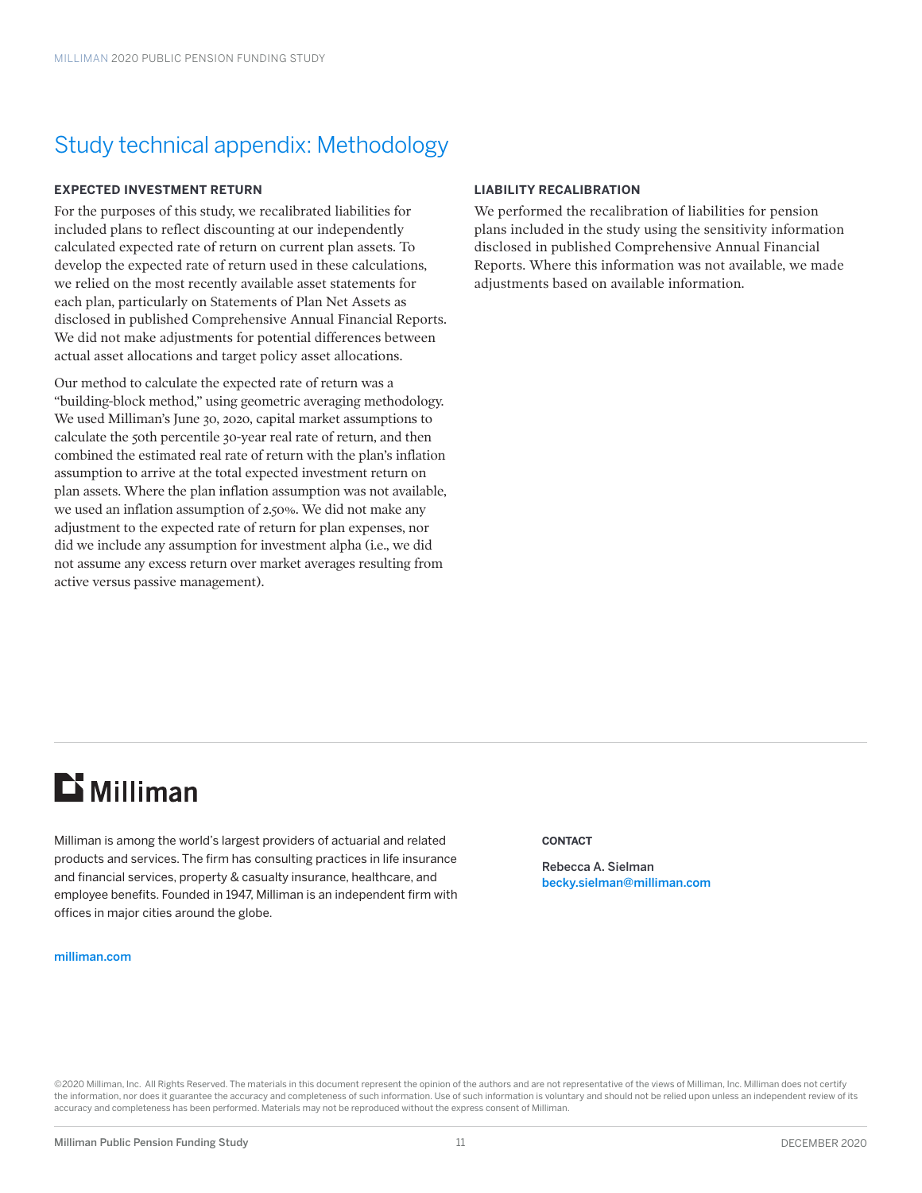# Study technical appendix: Methodology

### EXPECTED INVESTMENT RETURN

For the purposes of this study, we recalibrated liabilities for included plans to reflect discounting at our independently calculated expected rate of return on current plan assets. To develop the expected rate of return used in these calculations, we relied on the most recently available asset statements for each plan, particularly on Statements of Plan Net Assets as disclosed in published Comprehensive Annual Financial Reports. We did not make adjustments for potential differences between actual asset allocations and target policy asset allocations.

Our method to calculate the expected rate of return was a "building-block method," using geometric averaging methodology. We used Milliman's June 30, 2020, capital market assumptions to calculate the 50th percentile 30-year real rate of return, and then combined the estimated real rate of return with the plan's inflation assumption to arrive at the total expected investment return on plan assets. Where the plan inflation assumption was not available, we used an inflation assumption of 2.50%. We did not make any adjustment to the expected rate of return for plan expenses, nor did we include any assumption for investment alpha (i.e., we did not assume any excess return over market averages resulting from active versus passive management).

### LIABILITY RECALIBRATION

We performed the recalibration of liabilities for pension plans included in the study using the sensitivity information disclosed in published Comprehensive Annual Financial Reports. Where this information was not available, we made adjustments based on available information.

---

**Milliman**

Milliman is among the world's largest providers of actuarial and related products and services. The firm has consulting practices in life insurance and financial services, property & casualty insurance, healthcare, and employee benefits. Founded in 1947, Milliman is an independent firm with offices in major cities around the globe.

milliman.com

**CONTACT**

Rebecca A. Sielman
becky.sielman@milliman.com

©2020 Milliman, Inc. All Rights Reserved. The materials in this document represent the opinion of the authors and are not representative of the views of Milliman, Inc. Milliman does not certify the information, nor does it guarantee the accuracy and completeness of such information. Use of such information is voluntary and should not be relied upon unless an independent review of its accuracy and completeness has been performed. Materials may not be reproduced without the express consent of Milliman.